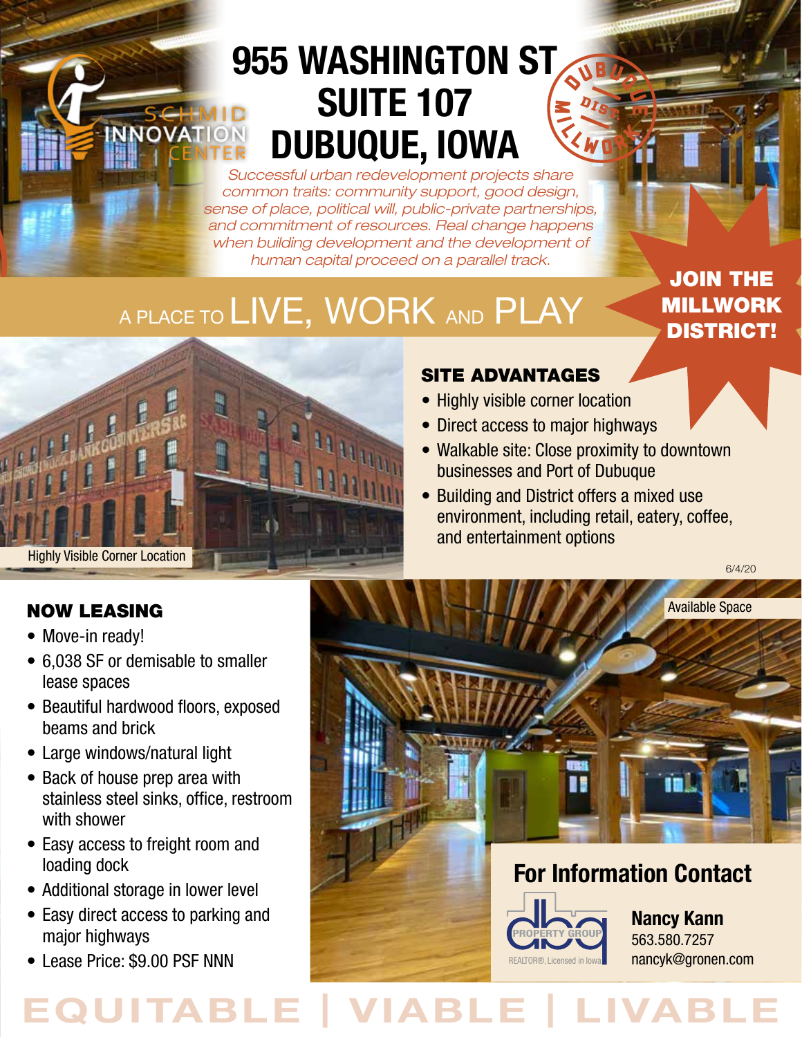SCHMID INNOVATION CENTER

# 955 WASHINGTON ST SUITE 107 DUBUQUE, IOWA

DUBUQUE MILLWORK DIST.

*Successful urban redevelopment projects share common traits: community support, good design, sense of place, political will, public-private partnerships, and commitment of resources. Real change happens when building development and the development of human capital proceed on a parallel track.*

## A PLACE TO LIVE, WORK AND PLAY

**JOIN THE MILLWORK DISTRICT!**

Highly Visible Corner Location

### SITE ADVANTAGES

- Highly visible corner location
- Direct access to major highways
- Walkable site: Close proximity to downtown businesses and Port of Dubuque
- Building and District offers a mixed use environment, including retail, eatery, coffee, and entertainment options

6/4/20

### NOW LEASING

- Move-in ready!
- 6,038 SF or demisable to smaller lease spaces
- Beautiful hardwood floors, exposed beams and brick
- Large windows/natural light
- Back of house prep area with stainless steel sinks, office, restroom with shower
- Easy access to freight room and loading dock
- Additional storage in lower level
- Easy direct access to parking and major highways
- Lease Price: $9.00 PSF NNN

Available Space

## For Information Contact

dbq PROPERTY GROUP
REALTOR®, Licensed in Iowa

**Nancy Kann**
563.580.7257
nancyk@gronen.com

EQUITABLE | VIABLE | LIVABLE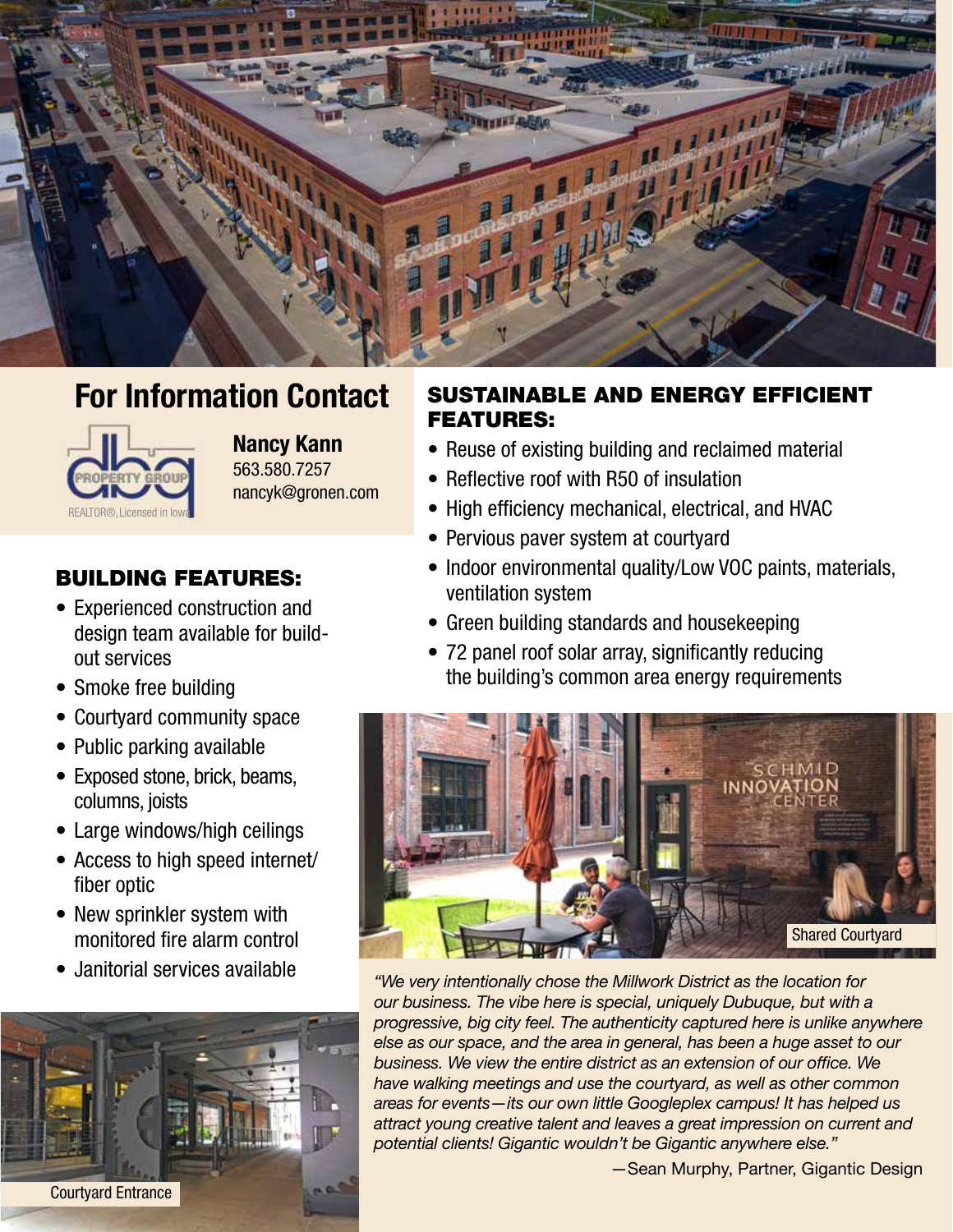## For Information Contact

**Nancy Kann**
563.580.7257
nancyk@gronen.com

dbq PROPERTY GROUP
REALTOR®, Licensed in Iowa

## BUILDING FEATURES:

- Experienced construction and design team available for build-out services
- Smoke free building
- Courtyard community space
- Public parking available
- Exposed stone, brick, beams, columns, joists
- Large windows/high ceilings
- Access to high speed internet/ fiber optic
- New sprinkler system with monitored fire alarm control
- Janitorial services available

Courtyard Entrance

## SUSTAINABLE AND ENERGY EFFICIENT FEATURES:

- Reuse of existing building and reclaimed material
- Reflective roof with R50 of insulation
- High efficiency mechanical, electrical, and HVAC
- Pervious paver system at courtyard
- Indoor environmental quality/Low VOC paints, materials, ventilation system
- Green building standards and housekeeping
- 72 panel roof solar array, significantly reducing the building's common area energy requirements

Shared Courtyard

*"We very intentionally chose the Millwork District as the location for our business. The vibe here is special, uniquely Dubuque, but with a progressive, big city feel. The authenticity captured here is unlike anywhere else as our space, and the area in general, has been a huge asset to our business. We view the entire district as an extension of our office. We have walking meetings and use the courtyard, as well as other common areas for events—its our own little Googleplex campus! It has helped us attract young creative talent and leaves a great impression on current and potential clients! Gigantic wouldn't be Gigantic anywhere else."*

—Sean Murphy, Partner, Gigantic Design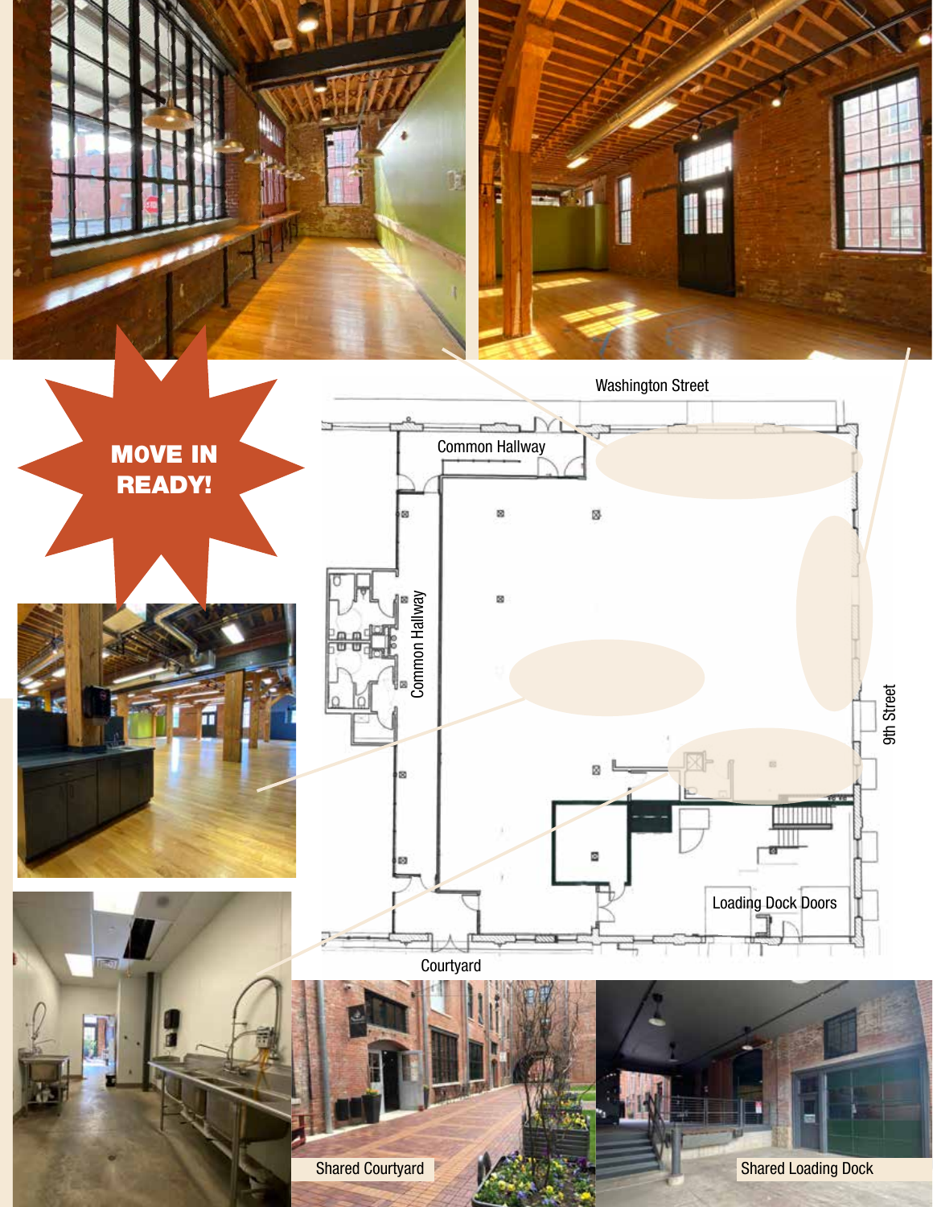**MOVE IN READY!**

Washington Street

Common Hallway

Common Hallway

9th Street

Loading Dock Doors

Courtyard

Shared Courtyard

Shared Loading Dock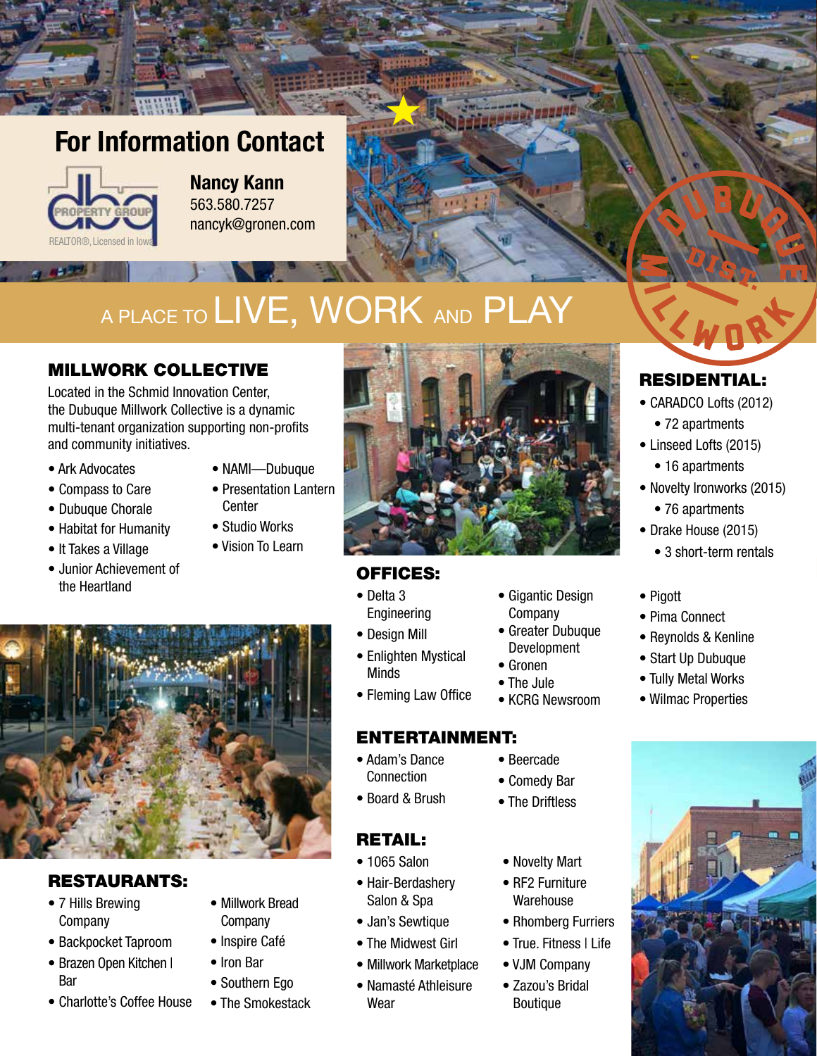## For Information Contact

REALTOR®, Licensed in Iowa

**Nancy Kann**
563.580.7257
nancyk@gronen.com

# A PLACE TO LIVE, WORK AND PLAY

## MILLWORK COLLECTIVE

Located in the Schmid Innovation Center, the Dubuque Millwork Collective is a dynamic multi-tenant organization supporting non-profits and community initiatives.

- Ark Advocates
- Compass to Care
- Dubuque Chorale
- Habitat for Humanity
- It Takes a Village
- Junior Achievement of the Heartland
- NAMI—Dubuque
- Presentation Lantern Center
- Studio Works
- Vision To Learn

## RESTAURANTS:

- 7 Hills Brewing Company
- Backpocket Taproom
- Brazen Open Kitchen | Bar
- Charlotte's Coffee House
- Millwork Bread Company
- Inspire Café
- Iron Bar
- Southern Ego
- The Smokestack

## OFFICES:

- Delta 3 Engineering
- Design Mill
- Enlighten Mystical Minds
- Fleming Law Office
- Gigantic Design Company
- Greater Dubuque Development
- Gronen
- The Jule
- KCRG Newsroom
- Pigott
- Pima Connect
- Reynolds & Kenline
- Start Up Dubuque
- Tully Metal Works
- Wilmac Properties

## ENTERTAINMENT:

- Adam's Dance Connection
- Board & Brush
- Beercade
- Comedy Bar
- The Driftless

## RETAIL:

- 1065 Salon
- Hair-Berdashery Salon & Spa
- Jan's Sewtique
- The Midwest Girl
- Millwork Marketplace
- Namasté Athleisure Wear
- Novelty Mart
- RF2 Furniture Warehouse
- Rhomberg Furriers
- True. Fitness | Life
- VJM Company
- Zazou's Bridal Boutique

## RESIDENTIAL:

- CARADCO Lofts (2012)
  - 72 apartments
- Linseed Lofts (2015)
  - 16 apartments
- Novelty Ironworks (2015)
  - 76 apartments
- Drake House (2015)
  - 3 short-term rentals